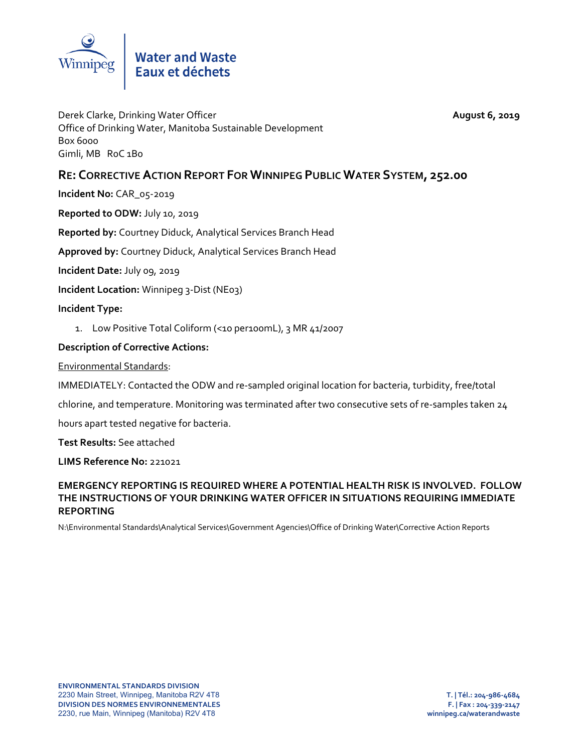Water and Waste
Eaux et déchets

Derek Clarke, Drinking Water Officer
Office of Drinking Water, Manitoba Sustainable Development
Box 6000
Gimli, MB  R0C 1B0

**August 6, 2019**

## RE: CORRECTIVE ACTION REPORT FOR WINNIPEG PUBLIC WATER SYSTEM, 252.00

**Incident No:** CAR_05-2019

**Reported to ODW:** July 10, 2019

**Reported by:** Courtney Diduck, Analytical Services Branch Head

**Approved by:** Courtney Diduck, Analytical Services Branch Head

**Incident Date:** July 09, 2019

**Incident Location:** Winnipeg 3-Dist (NE03)

**Incident Type:**

1. Low Positive Total Coliform (<10 per100mL), 3 MR 41/2007

**Description of Corrective Actions:**

Environmental Standards:

IMMEDIATELY: Contacted the ODW and re-sampled original location for bacteria, turbidity, free/total chlorine, and temperature. Monitoring was terminated after two consecutive sets of re-samples taken 24 hours apart tested negative for bacteria.

**Test Results:** See attached

**LIMS Reference No:** 221021

**EMERGENCY REPORTING IS REQUIRED WHERE A POTENTIAL HEALTH RISK IS INVOLVED. FOLLOW THE INSTRUCTIONS OF YOUR DRINKING WATER OFFICER IN SITUATIONS REQUIRING IMMEDIATE REPORTING**

N:\Environmental Standards\Analytical Services\Government Agencies\Office of Drinking Water\Corrective Action Reports

**ENVIRONMENTAL STANDARDS DIVISION**
2230 Main Street, Winnipeg, Manitoba R2V 4T8
**DIVISION DES NORMES ENVIRONNEMENTALES**
2230, rue Main, Winnipeg (Manitoba) R2V 4T8

**T. | Tél.: 204-986-4684**
**F. | Fax : 204-339-2147**
**winnipeg.ca/waterandwaste**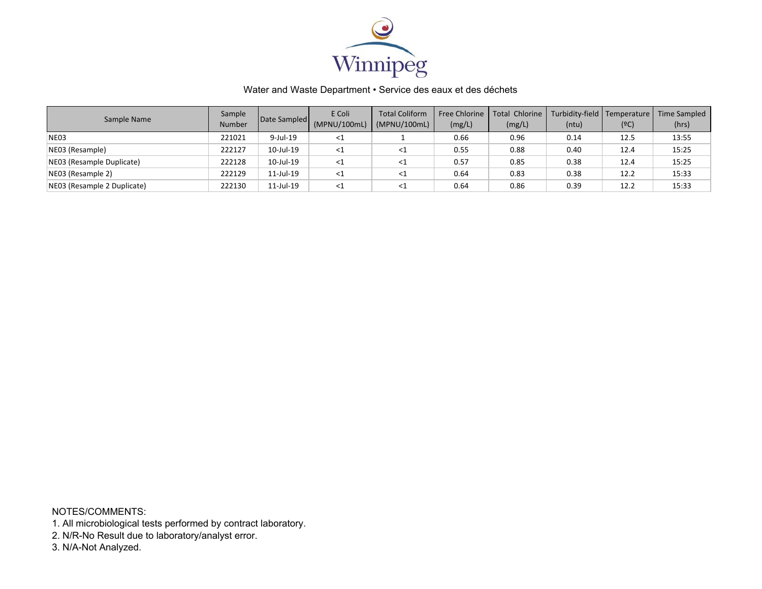Winnipeg

Water and Waste Department • Service des eaux et des déchets

| Sample Name | Sample Number | Date Sampled | E Coli (MPNU/100mL) | Total Coliform (MPNU/100mL) | Free Chlorine (mg/L) | Total Chlorine (mg/L) | Turbidity-field (ntu) | Temperature (ºC) | Time Sampled (hrs) |
|---|---|---|---|---|---|---|---|---|---|
| NE03 | 221021 | 9-Jul-19 | <1 | 1 | 0.66 | 0.96 | 0.14 | 12.5 | 13:55 |
| NE03 (Resample) | 222127 | 10-Jul-19 | <1 | <1 | 0.55 | 0.88 | 0.40 | 12.4 | 15:25 |
| NE03 (Resample Duplicate) | 222128 | 10-Jul-19 | <1 | <1 | 0.57 | 0.85 | 0.38 | 12.4 | 15:25 |
| NE03 (Resample 2) | 222129 | 11-Jul-19 | <1 | <1 | 0.64 | 0.83 | 0.38 | 12.2 | 15:33 |
| NE03 (Resample 2 Duplicate) | 222130 | 11-Jul-19 | <1 | <1 | 0.64 | 0.86 | 0.39 | 12.2 | 15:33 |

NOTES/COMMENTS:

1. All microbiological tests performed by contract laboratory.
2. N/R-No Result due to laboratory/analyst error.
3. N/A-Not Analyzed.